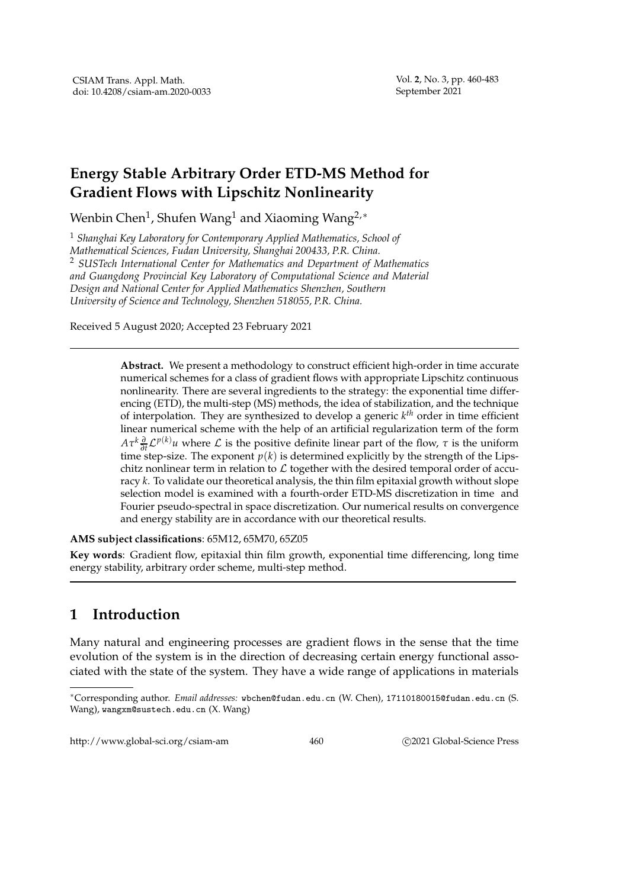# Energy Stable Arbitrary Order ETD-MS Method for Gradient Flows with Lipschitz Nonlinearity

Wenbin Chen[1], Shufen Wang[1] and Xiaoming Wang[2,*]

[1] *Shanghai Key Laboratory for Contemporary Applied Mathematics, School of Mathematical Sciences, Fudan University, Shanghai 200433, P.R. China.*
[2] *SUSTech International Center for Mathematics and Department of Mathematics and Guangdong Provincial Key Laboratory of Computational Science and Material Design and National Center for Applied Mathematics Shenzhen, Southern University of Science and Technology, Shenzhen 518055, P.R. China.*

Received 5 August 2020; Accepted 23 February 2021

**Abstract.** We present a methodology to construct efficient high-order in time accurate numerical schemes for a class of gradient flows with appropriate Lipschitz continuous nonlinearity. There are several ingredients to the strategy: the exponential time differencing (ETD), the multi-step (MS) methods, the idea of stabilization, and the technique of interpolation. They are synthesized to develop a generic $k^{th}$ order in time efficient linear numerical scheme with the help of an artificial regularization term of the form $A\tau^k \frac{\partial}{\partial t}\mathcal{L}^{p(k)}u$ where $\mathcal{L}$ is the positive definite linear part of the flow, $\tau$ is the uniform time step-size. The exponent $p(k)$ is determined explicitly by the strength of the Lipschitz nonlinear term in relation to $\mathcal{L}$ together with the desired temporal order of accuracy $k$. To validate our theoretical analysis, the thin film epitaxial growth without slope selection model is examined with a fourth-order ETD-MS discretization in time and Fourier pseudo-spectral in space discretization. Our numerical results on convergence and energy stability are in accordance with our theoretical results.

**AMS subject classifications**: 65M12, 65M70, 65Z05

**Key words**: Gradient flow, epitaxial thin film growth, exponential time differencing, long time energy stability, arbitrary order scheme, multi-step method.

## 1 Introduction

Many natural and engineering processes are gradient flows in the sense that the time evolution of the system is in the direction of decreasing certain energy functional associated with the state of the system. They have a wide range of applications in materials

---

*Corresponding author. *Email addresses:* wbchen@fudan.edu.cn (W. Chen), 17110180015@fudan.edu.cn (S. Wang), wangxm@sustech.edu.cn (X. Wang)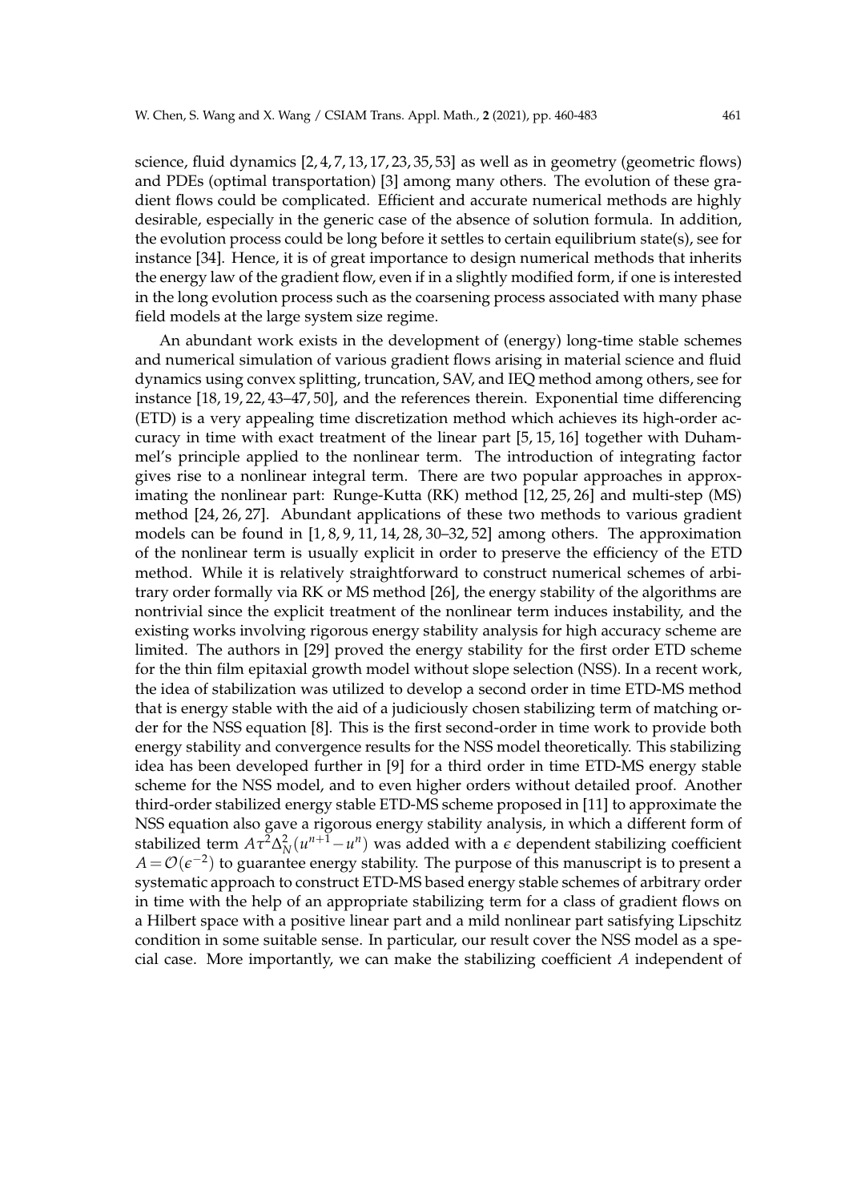science, fluid dynamics [2, 4, 7, 13, 17, 23, 35, 53] as well as in geometry (geometric flows) and PDEs (optimal transportation) [3] among many others. The evolution of these gradient flows could be complicated. Efficient and accurate numerical methods are highly desirable, especially in the generic case of the absence of solution formula. In addition, the evolution process could be long before it settles to certain equilibrium state(s), see for instance [34]. Hence, it is of great importance to design numerical methods that inherits the energy law of the gradient flow, even if in a slightly modified form, if one is interested in the long evolution process such as the coarsening process associated with many phase field models at the large system size regime.

An abundant work exists in the development of (energy) long-time stable schemes and numerical simulation of various gradient flows arising in material science and fluid dynamics using convex splitting, truncation, SAV, and IEQ method among others, see for instance [18, 19, 22, 43–47, 50], and the references therein. Exponential time differencing (ETD) is a very appealing time discretization method which achieves its high-order accuracy in time with exact treatment of the linear part [5, 15, 16] together with Duhammel's principle applied to the nonlinear term. The introduction of integrating factor gives rise to a nonlinear integral term. There are two popular approaches in approximating the nonlinear part: Runge-Kutta (RK) method [12, 25, 26] and multi-step (MS) method [24, 26, 27]. Abundant applications of these two methods to various gradient models can be found in [1, 8, 9, 11, 14, 28, 30–32, 52] among others. The approximation of the nonlinear term is usually explicit in order to preserve the efficiency of the ETD method. While it is relatively straightforward to construct numerical schemes of arbitrary order formally via RK or MS method [26], the energy stability of the algorithms are nontrivial since the explicit treatment of the nonlinear term induces instability, and the existing works involving rigorous energy stability analysis for high accuracy scheme are limited. The authors in [29] proved the energy stability for the first order ETD scheme for the thin film epitaxial growth model without slope selection (NSS). In a recent work, the idea of stabilization was utilized to develop a second order in time ETD-MS method that is energy stable with the aid of a judiciously chosen stabilizing term of matching order for the NSS equation [8]. This is the first second-order in time work to provide both energy stability and convergence results for the NSS model theoretically. This stabilizing idea has been developed further in [9] for a third order in time ETD-MS energy stable scheme for the NSS model, and to even higher orders without detailed proof. Another third-order stabilized energy stable ETD-MS scheme proposed in [11] to approximate the NSS equation also gave a rigorous energy stability analysis, in which a different form of stabilized term $A\tau^2\Delta_N^2(u^{n+1}-u^n)$ was added with a $\epsilon$ dependent stabilizing coefficient $A=\mathcal{O}(\epsilon^{-2})$ to guarantee energy stability. The purpose of this manuscript is to present a systematic approach to construct ETD-MS based energy stable schemes of arbitrary order in time with the help of an appropriate stabilizing term for a class of gradient flows on a Hilbert space with a positive linear part and a mild nonlinear part satisfying Lipschitz condition in some suitable sense. In particular, our result cover the NSS model as a special case. More importantly, we can make the stabilizing coefficient $A$ independent of